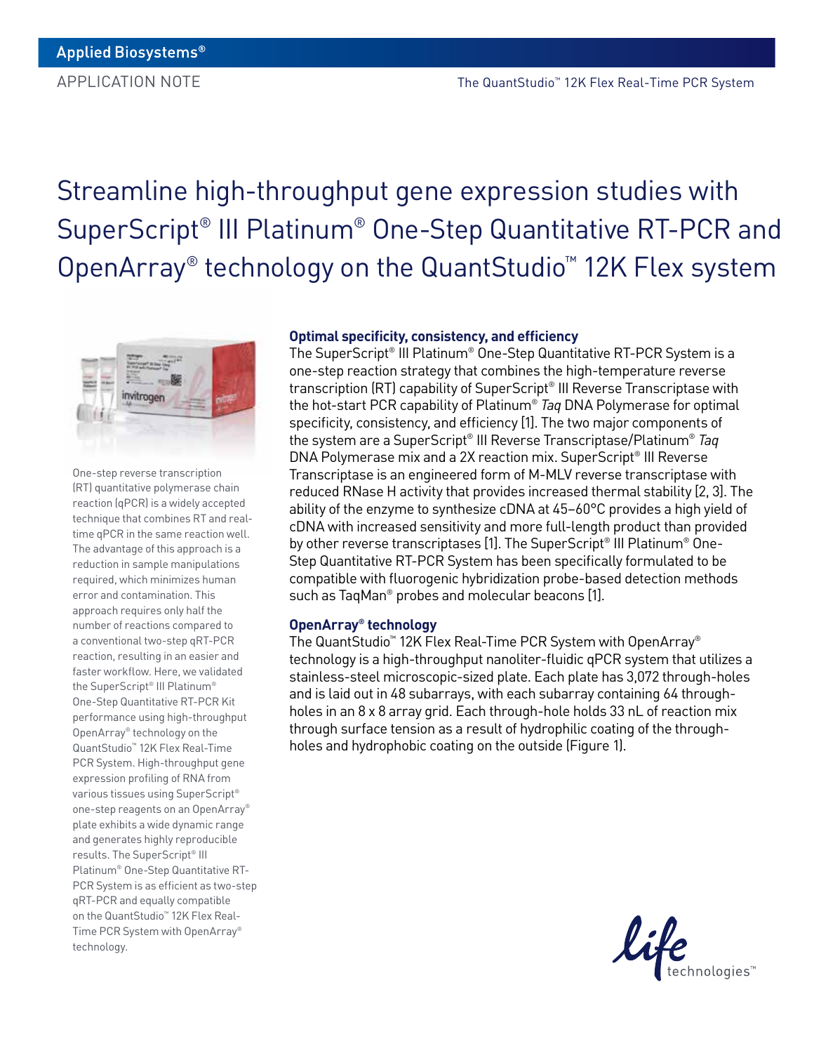Applied Biosystems®

APPLICATION NOTE

The QuantStudio™ 12K Flex Real-Time PCR System

# Streamline high-throughput gene expression studies with SuperScript® III Platinum® One-Step Quantitative RT-PCR and OpenArray® technology on the QuantStudio™ 12K Flex system

One-step reverse transcription (RT) quantitative polymerase chain reaction (qPCR) is a widely accepted technique that combines RT and real-time qPCR in the same reaction well. The advantage of this approach is a reduction in sample manipulations required, which minimizes human error and contamination. This approach requires only half the number of reactions compared to a conventional two-step qRT-PCR reaction, resulting in an easier and faster workflow. Here, we validated the SuperScript® III Platinum® One-Step Quantitative RT-PCR Kit performance using high-throughput OpenArray® technology on the QuantStudio™ 12K Flex Real-Time PCR System. High-throughput gene expression profiling of RNA from various tissues using SuperScript® one-step reagents on an OpenArray® plate exhibits a wide dynamic range and generates highly reproducible results. The SuperScript® III Platinum® One-Step Quantitative RT-PCR System is as efficient as two-step qRT-PCR and equally compatible on the QuantStudio™ 12K Flex Real-Time PCR System with OpenArray® technology.

### Optimal specificity, consistency, and efficiency

The SuperScript® III Platinum® One-Step Quantitative RT-PCR System is a one-step reaction strategy that combines the high-temperature reverse transcription (RT) capability of SuperScript® III Reverse Transcriptase with the hot-start PCR capability of Platinum® *Taq* DNA Polymerase for optimal specificity, consistency, and efficiency [1]. The two major components of the system are a SuperScript® III Reverse Transcriptase/Platinum® *Taq* DNA Polymerase mix and a 2X reaction mix. SuperScript® III Reverse Transcriptase is an engineered form of M-MLV reverse transcriptase with reduced RNase H activity that provides increased thermal stability [2, 3]. The ability of the enzyme to synthesize cDNA at 45–60°C provides a high yield of cDNA with increased sensitivity and more full-length product than provided by other reverse transcriptases [1]. The SuperScript® III Platinum® One-Step Quantitative RT-PCR System has been specifically formulated to be compatible with fluorogenic hybridization probe-based detection methods such as TaqMan® probes and molecular beacons [1].

### OpenArray® technology

The QuantStudio™ 12K Flex Real-Time PCR System with OpenArray® technology is a high-throughput nanoliter-fluidic qPCR system that utilizes a stainless-steel microscopic-sized plate. Each plate has 3,072 through-holes and is laid out in 48 subarrays, with each subarray containing 64 through-holes in an 8 x 8 array grid. Each through-hole holds 33 nL of reaction mix through surface tension as a result of hydrophilic coating of the through-holes and hydrophobic coating on the outside (Figure 1).

life technologies™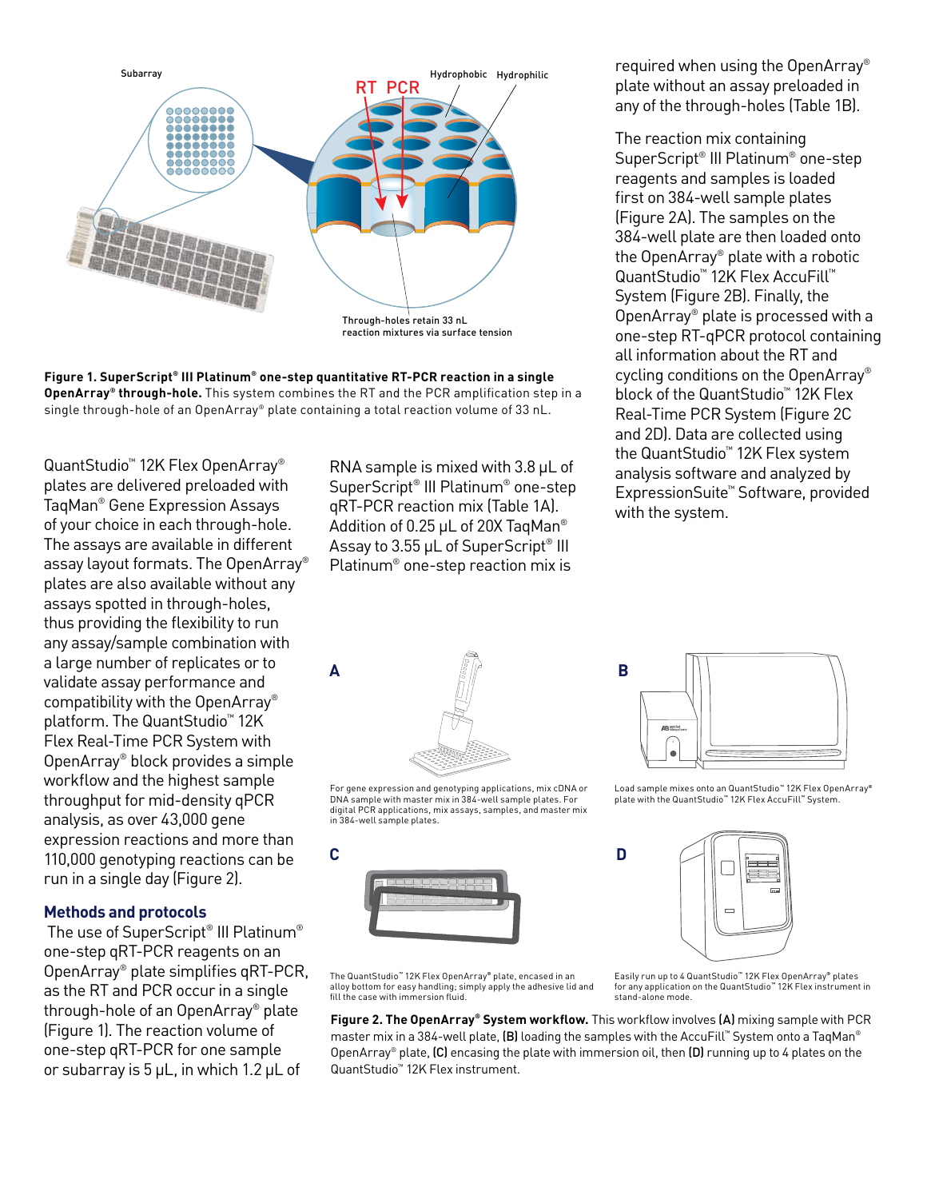Figure 1. SuperScript® III Platinum® one-step quantitative RT-PCR reaction in a single OpenArray® through-hole. This system combines the RT and the PCR amplification step in a single through-hole of an OpenArray® plate containing a total reaction volume of 33 nL.

QuantStudio™ 12K Flex OpenArray® plates are delivered preloaded with TaqMan® Gene Expression Assays of your choice in each through-hole. The assays are available in different assay layout formats. The OpenArray® plates are also available without any assays spotted in through-holes, thus providing the flexibility to run any assay/sample combination with a large number of replicates or to validate assay performance and compatibility with the OpenArray® platform. The QuantStudio™ 12K Flex Real-Time PCR System with OpenArray® block provides a simple workflow and the highest sample throughput for mid-density qPCR analysis, as over 43,000 gene expression reactions and more than 110,000 genotyping reactions can be run in a single day (Figure 2).

## Methods and protocols

The use of SuperScript® III Platinum® one-step qRT-PCR reagents on an OpenArray® plate simplifies qRT-PCR, as the RT and PCR occur in a single through-hole of an OpenArray® plate (Figure 1). The reaction volume of one-step qRT-PCR for one sample or subarray is 5 μL, in which 1.2 μL of RNA sample is mixed with 3.8 μL of SuperScript® III Platinum® one-step qRT-PCR reaction mix (Table 1A). Addition of 0.25 μL of 20X TaqMan® Assay to 3.55 μL of SuperScript® III Platinum® one-step reaction mix is required when using the OpenArray® plate without an assay preloaded in any of the through-holes (Table 1B).

The reaction mix containing SuperScript® III Platinum® one-step reagents and samples is loaded first on 384-well sample plates (Figure 2A). The samples on the 384-well plate are then loaded onto the OpenArray® plate with a robotic QuantStudio™ 12K Flex AccuFill™ System (Figure 2B). Finally, the OpenArray® plate is processed with a one-step RT-qPCR protocol containing all information about the RT and cycling conditions on the OpenArray® block of the QuantStudio™ 12K Flex Real-Time PCR System (Figure 2C and 2D). Data are collected using the QuantStudio™ 12K Flex system analysis software and analyzed by ExpressionSuite™ Software, provided with the system.

A — For gene expression and genotyping applications, mix cDNA or DNA sample with master mix in 384-well sample plates. For digital PCR applications, mix assays, samples, and master mix in 384-well sample plates.

B — Load sample mixes onto an QuantStudio™ 12K Flex OpenArray® plate with the QuantStudio™ 12K Flex AccuFill™ System.

C — The QuantStudio™ 12K Flex OpenArray® plate, encased in an alloy bottom for easy handling; simply apply the adhesive lid and fill the case with immersion fluid.

D — Easily run up to 4 QuantStudio™ 12K Flex OpenArray® plates for any application on the QuantStudio™ 12K Flex instrument in stand-alone mode.

Figure 2. The OpenArray® System workflow. This workflow involves (A) mixing sample with PCR master mix in a 384-well plate, (B) loading the samples with the AccuFill™ System onto a TaqMan® OpenArray® plate, (C) encasing the plate with immersion oil, then (D) running up to 4 plates on the QuantStudio™ 12K Flex instrument.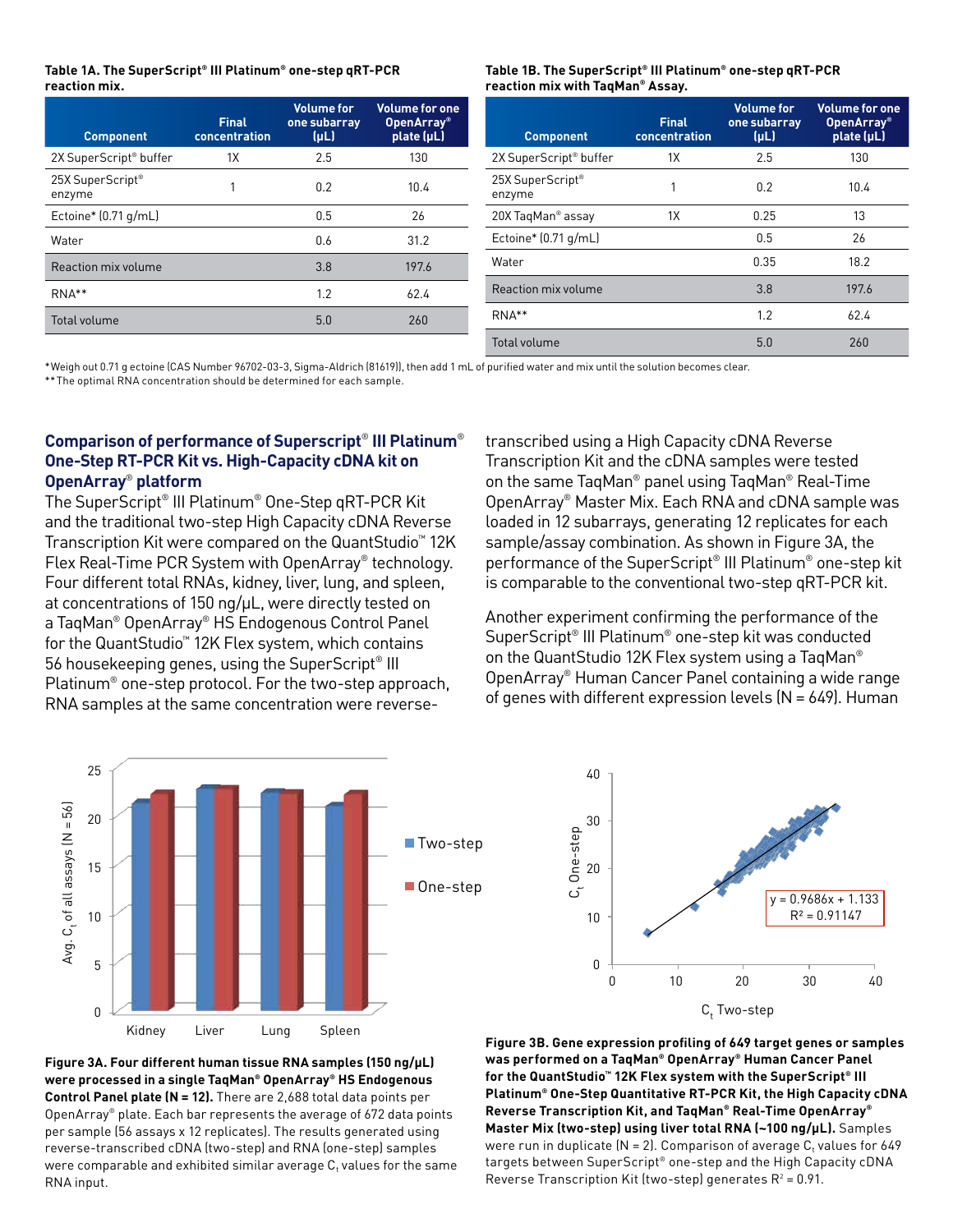**Table 1A. The SuperScript® III Platinum® one-step qRT-PCR reaction mix.**

| Component | Final concentration | Volume for one subarray (µL) | Volume for one OpenArray® plate (µL) |
|---|---|---|---|
| 2X SuperScript® buffer | 1X | 2.5 | 130 |
| 25X SuperScript® enzyme | 1 | 0.2 | 10.4 |
| Ectoine* (0.71 g/mL) | | 0.5 | 26 |
| Water | | 0.6 | 31.2 |
| Reaction mix volume | | 3.8 | 197.6 |
| RNA** | | 1.2 | 62.4 |
| Total volume | | 5.0 | 260 |

**Table 1B. The SuperScript® III Platinum® one-step qRT-PCR reaction mix with TaqMan® Assay.**

| Component | Final concentration | Volume for one subarray (µL) | Volume for one OpenArray® plate (µL) |
|---|---|---|---|
| 2X SuperScript® buffer | 1X | 2.5 | 130 |
| 25X SuperScript® enzyme | 1 | 0.2 | 10.4 |
| 20X TaqMan® assay | 1X | 0.25 | 13 |
| Ectoine* (0.71 g/mL) | | 0.5 | 26 |
| Water | | 0.35 | 18.2 |
| Reaction mix volume | | 3.8 | 197.6 |
| RNA** | | 1.2 | 62.4 |
| Total volume | | 5.0 | 260 |

*Weigh out 0.71 g ectoine (CAS Number 96702-03-3, Sigma-Aldrich (81619)), then add 1 mL of purified water and mix until the solution becomes clear.
**The optimal RNA concentration should be determined for each sample.

## Comparison of performance of Superscript® III Platinum® One-Step RT-PCR Kit vs. High-Capacity cDNA kit on OpenArray® platform

The SuperScript® III Platinum® One-Step qRT-PCR Kit and the traditional two-step High Capacity cDNA Reverse Transcription Kit were compared on the QuantStudio™ 12K Flex Real-Time PCR System with OpenArray® technology. Four different total RNAs, kidney, liver, lung, and spleen, at concentrations of 150 ng/µL, were directly tested on a TaqMan® OpenArray® HS Endogenous Control Panel for the QuantStudio™ 12K Flex system, which contains 56 housekeeping genes, using the SuperScript® III Platinum® one-step protocol. For the two-step approach, RNA samples at the same concentration were reverse-transcribed using a High Capacity cDNA Reverse Transcription Kit and the cDNA samples were tested on the same TaqMan® panel using TaqMan® Real-Time OpenArray® Master Mix. Each RNA and cDNA sample was loaded in 12 subarrays, generating 12 replicates for each sample/assay combination. As shown in Figure 3A, the performance of the SuperScript® III Platinum® one-step kit is comparable to the conventional two-step qRT-PCR kit.

Another experiment confirming the performance of the SuperScript® III Platinum® one-step kit was conducted on the QuantStudio 12K Flex system using a TaqMan® OpenArray® Human Cancer Panel containing a wide range of genes with different expression levels (N = 649). Human

**Figure 3A. Four different human tissue RNA samples (150 ng/µL) were processed in a single TaqMan® OpenArray® HS Endogenous Control Panel plate (N = 12).** There are 2,688 total data points per OpenArray® plate. Each bar represents the average of 672 data points per sample (56 assays x 12 replicates). The results generated using reverse-transcribed cDNA (two-step) and RNA (one-step) samples were comparable and exhibited similar average $C_t$ values for the same RNA input.

**Figure 3B. Gene expression profiling of 649 target genes or samples was performed on a TaqMan® OpenArray® Human Cancer Panel for the QuantStudio™ 12K Flex system with the SuperScript® III Platinum® One-Step Quantitative RT-PCR Kit, the High Capacity cDNA Reverse Transcription Kit, and TaqMan® Real-Time OpenArray® Master Mix (two-step) using liver total RNA (~100 ng/µL).** Samples were run in duplicate (N = 2). Comparison of average $C_t$ values for 649 targets between SuperScript® one-step and the High Capacity cDNA Reverse Transcription Kit (two-step) generates $R^2$ = 0.91.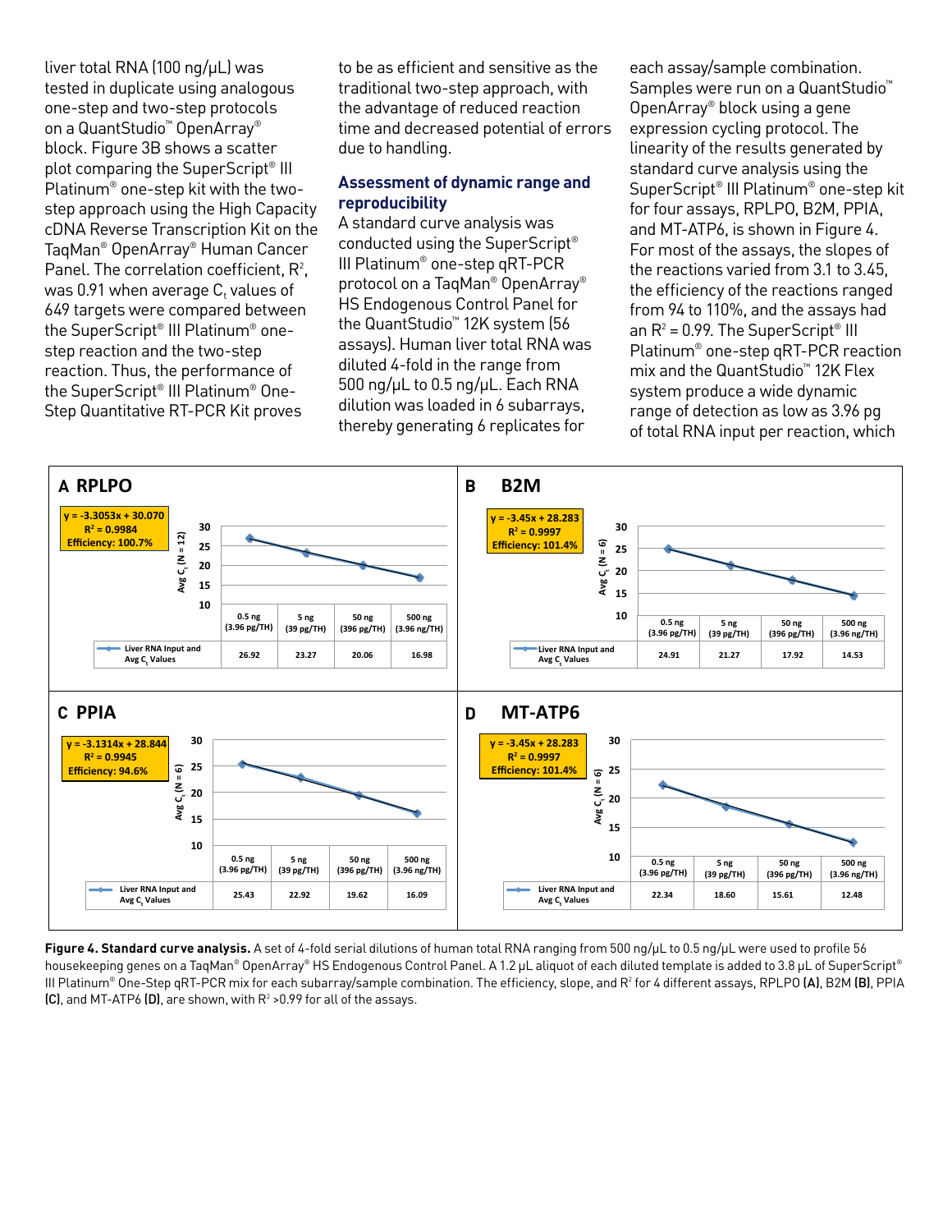liver total RNA (100 ng/μL) was tested in duplicate using analogous one-step and two-step protocols on a QuantStudio™ OpenArray® block. Figure 3B shows a scatter plot comparing the SuperScript® III Platinum® one-step kit with the two-step approach using the High Capacity cDNA Reverse Transcription Kit on the TaqMan® OpenArray® Human Cancer Panel. The correlation coefficient, $R^2$, was 0.91 when average $C_t$ values of 649 targets were compared between the SuperScript® III Platinum® one-step reaction and two-step reaction. Thus, the performance of the SuperScript® III Platinum® One-Step Quantitative RT-PCR Kit proves to be as efficient and sensitive as the traditional two-step approach, with the advantage of reduced reaction time and decreased potential of errors due to handling.

## Assessment of dynamic range and reproducibility

A standard curve analysis was conducted using the SuperScript® III Platinum® one-step qRT-PCR protocol on a TaqMan® OpenArray® HS Endogenous Control Panel for the QuantStudio™ 12K system (56 assays). Human liver total RNA was diluted 4-fold in the range from 500 ng/μL to 0.5 ng/μL. Each RNA dilution was loaded in 6 subarrays, thereby generating 6 replicates for each assay/sample combination. Samples were run on a QuantStudio™ OpenArray® block using a gene expression cycling protocol. The linearity of the results generated by standard curve analysis using the SuperScript® III Platinum® one-step kit for four assays, RPLPO, B2M, PPIA, and MT-ATP6, is shown in Figure 4. For most of the assays, the slopes of the reactions varied from 3.1 to 3.45, the efficiency of the reactions ranged from 94 to 110%, and the assays had an $R^2 = 0.99$. The SuperScript® III Platinum® one-step qRT-PCR reaction mix and the QuantStudio™ 12K Flex system produce a wide dynamic range of detection as low as 3.96 pg of total RNA input per reaction, which

**A RPLPO** — $y = -3.3053x + 30.070$; $R^2 = 0.9984$; Efficiency: 100.7% (Avg $C_t$ (N = 12))

| Liver RNA Input and Avg $C_t$ Values | 0.5 ng (3.96 pg/TH) | 5 ng (39 pg/TH) | 50 ng (396 pg/TH) | 500 ng (3.96 ng/TH) |
|---|---|---|---|---|
| Avg $C_t$ | 26.92 | 23.27 | 20.06 | 16.98 |

**B B2M** — $y = -3.45x + 28.283$; $R^2 = 0.9997$; Efficiency: 101.4% (Avg $C_t$ (N = 6))

| Liver RNA Input and Avg $C_t$ Values | 0.5 ng (3.96 pg/TH) | 5 ng (39 pg/TH) | 50 ng (396 pg/TH) | 500 ng (3.96 ng/TH) |
|---|---|---|---|---|
| Avg $C_t$ | 24.91 | 21.27 | 17.92 | 14.53 |

**C PPIA** — $y = -3.1314x + 28.844$; $R^2 = 0.9945$; Efficiency: 94.6% (Avg $C_t$ (N = 6))

| Liver RNA Input and Avg $C_t$ Values | 0.5 ng (3.96 pg/TH) | 5 ng (39 pg/TH) | 50 ng (396 pg/TH) | 500 ng (3.96 ng/TH) |
|---|---|---|---|---|
| Avg $C_t$ | 25.43 | 22.92 | 19.62 | 16.09 |

**D MT-ATP6** — $y = -3.45x + 28.283$; $R^2 = 0.9997$; Efficiency: 101.4% (Avg $C_t$ (N = 6))

| Liver RNA Input and Avg $C_t$ Values | 0.5 ng (3.96 pg/TH) | 5 ng (39 pg/TH) | 50 ng (396 pg/TH) | 500 ng (3.96 ng/TH) |
|---|---|---|---|---|
| Avg $C_t$ | 22.34 | 18.60 | 15.61 | 12.48 |

**Figure 4. Standard curve analysis.** A set of 4-fold serial dilutions of human total RNA ranging from 500 ng/μL to 0.5 ng/μL were used to profile 56 housekeeping genes on a TaqMan® OpenArray® HS Endogenous Control Panel. A 1.2 μL aliquot of each diluted template is added to 3.8 μL of SuperScript® III Platinum® One-Step qRT-PCR mix for each subarray/sample combination. The efficiency, slope, and $R^2$ for 4 different assays, RPLPO **(A)**, B2M **(B)**, PPIA **(C)**, and MT-ATP6 **(D)**, are shown, with $R^2 > 0.99$ for all of the assays.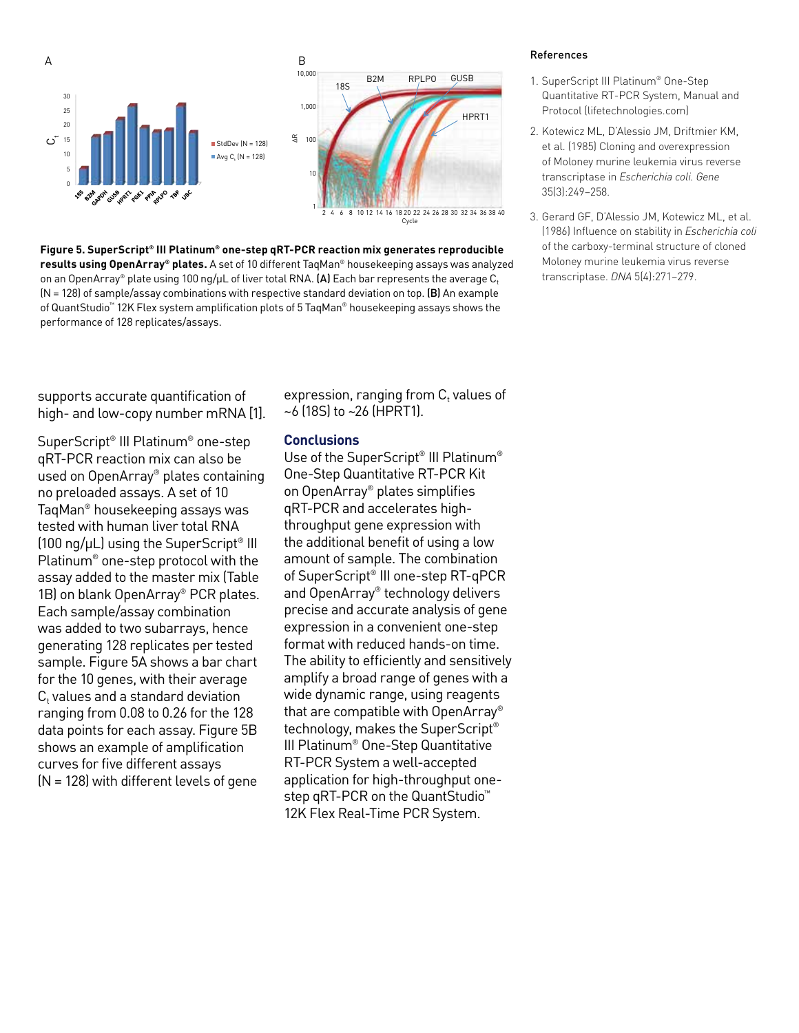**Figure 5. SuperScript® III Platinum® one-step qRT-PCR reaction mix generates reproducible results using OpenArray® plates.** A set of 10 different TaqMan® housekeeping assays was analyzed on an OpenArray® plate using 100 ng/μL of liver total RNA. **(A)** Each bar represents the average $C_t$ (N = 128) of sample/assay combinations with respective standard deviation on top. **(B)** An example of QuantStudio™ 12K Flex system amplification plots of 5 TaqMan® housekeeping assays shows the performance of 128 replicates/assays.

supports accurate quantification of high- and low-copy number mRNA [1].

SuperScript® III Platinum® one-step qRT-PCR reaction mix can also be used on OpenArray® plates containing no preloaded assays. A set of 10 TaqMan® housekeeping assays was tested with human liver total RNA (100 ng/μL) using the SuperScript® III Platinum® one-step protocol with the assay added to the master mix (Table 1B) on blank OpenArray® PCR plates. Each sample/assay combination was added to two subarrays, hence generating 128 replicates per tested sample. Figure 5A shows a bar chart for the 10 genes, with their average $C_t$ values and a standard deviation ranging from 0.08 to 0.26 for the 128 data points for each assay. Figure 5B shows an example of amplification curves for five different assays (N = 128) with different levels of gene expression, ranging from $C_t$ values of ~6 (18S) to ~26 (HPRT1).

## Conclusions

Use of the SuperScript® III Platinum® One-Step Quantitative RT-PCR Kit on OpenArray® plates simplifies qRT-PCR and accelerates high-throughput gene expression with the additional benefit of using a low amount of sample. The combination of SuperScript® III one-step RT-qPCR and OpenArray® technology delivers precise and accurate analysis of gene expression in a convenient one-step format with reduced hands-on time. The ability to efficiently and sensitively amplify a broad range of genes with a wide dynamic range, using reagents that are compatible with OpenArray® technology, makes the SuperScript® III Platinum® One-Step Quantitative RT-PCR System a well-accepted application for high-throughput one-step qRT-PCR on the QuantStudio™ 12K Flex Real-Time PCR System.

## References

1. SuperScript III Platinum® One-Step Quantitative RT-PCR System, Manual and Protocol (lifetechnologies.com)
2. Kotewicz ML, D'Alessio JM, Driftmier KM, et al. (1985) Cloning and overexpression of Moloney murine leukemia virus reverse transcriptase in *Escherichia coli*. *Gene* 35(3):249–258.
3. Gerard GF, D'Alessio JM, Kotewicz ML, et al. (1986) Influence on stability in *Escherichia coli* of the carboxy-terminal structure of cloned Moloney murine leukemia virus reverse transcriptase. *DNA* 5(4):271–279.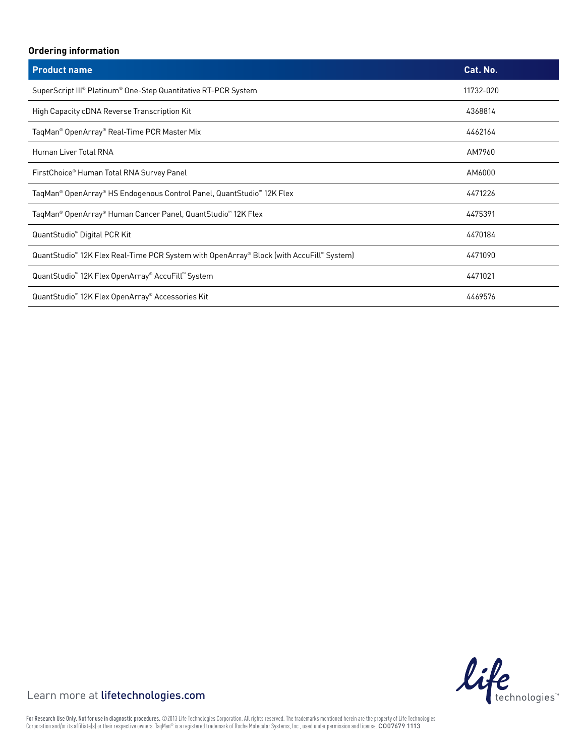**Ordering information**

| Product name | Cat. No. |
|---|---|
| SuperScript III® Platinum® One-Step Quantitative RT-PCR System | 11732-020 |
| High Capacity cDNA Reverse Transcription Kit | 4368814 |
| TaqMan® OpenArray® Real-Time PCR Master Mix | 4462164 |
| Human Liver Total RNA | AM7960 |
| FirstChoice® Human Total RNA Survey Panel | AM6000 |
| TaqMan® OpenArray® HS Endogenous Control Panel, QuantStudio™ 12K Flex | 4471226 |
| TaqMan® OpenArray® Human Cancer Panel, QuantStudio™ 12K Flex | 4475391 |
| QuantStudio™ Digital PCR Kit | 4470184 |
| QuantStudio™ 12K Flex Real-Time PCR System with OpenArray® Block (with AccuFill™ System) | 4471090 |
| QuantStudio™ 12K Flex OpenArray® AccuFill™ System | 4471021 |
| QuantStudio™ 12K Flex OpenArray® Accessories Kit | 4469576 |

Learn more at **lifetechnologies.com**

life technologies™

**For Research Use Only. Not for use in diagnostic procedures.** ©2013 Life Technologies Corporation. All rights reserved. The trademarks mentioned herein are the property of Life Technologies Corporation and/or its affiliate(s) or their respective owners. TaqMan® is a registered trademark of Roche Molecular Systems, Inc., used under permission and license. **CO07679 1113**